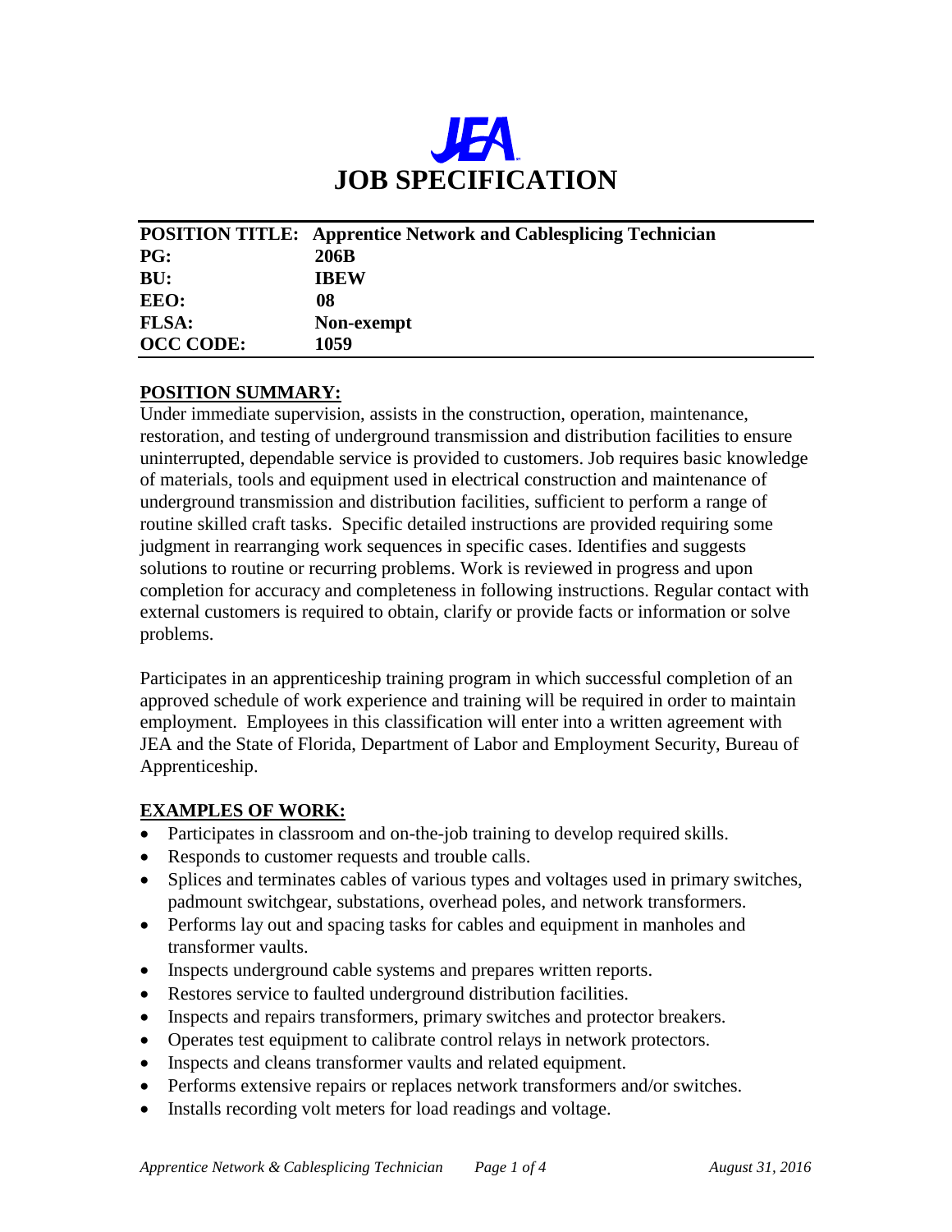JEA

# JOB SPECIFICATION

| | |
|---|---|
| **POSITION TITLE:** | **Apprentice Network and Cablesplicing Technician** |
| **PG:** | **206B** |
| **BU:** | **IBEW** |
| **EEO:** | **08** |
| **FLSA:** | **Non-exempt** |
| **OCC CODE:** | **1059** |

## POSITION SUMMARY:

Under immediate supervision, assists in the construction, operation, maintenance, restoration, and testing of underground transmission and distribution facilities to ensure uninterrupted, dependable service is provided to customers. Job requires basic knowledge of materials, tools and equipment used in electrical construction and maintenance of underground transmission and distribution facilities, sufficient to perform a range of routine skilled craft tasks. Specific detailed instructions are provided requiring some judgment in rearranging work sequences in specific cases. Identifies and suggests solutions to routine or recurring problems. Work is reviewed in progress and upon completion for accuracy and completeness in following instructions. Regular contact with external customers is required to obtain, clarify or provide facts or information or solve problems.

Participates in an apprenticeship training program in which successful completion of an approved schedule of work experience and training will be required in order to maintain employment. Employees in this classification will enter into a written agreement with JEA and the State of Florida, Department of Labor and Employment Security, Bureau of Apprenticeship.

## EXAMPLES OF WORK:

- Participates in classroom and on-the-job training to develop required skills.
- Responds to customer requests and trouble calls.
- Splices and terminates cables of various types and voltages used in primary switches, padmount switchgear, substations, overhead poles, and network transformers.
- Performs lay out and spacing tasks for cables and equipment in manholes and transformer vaults.
- Inspects underground cable systems and prepares written reports.
- Restores service to faulted underground distribution facilities.
- Inspects and repairs transformers, primary switches and protector breakers.
- Operates test equipment to calibrate control relays in network protectors.
- Inspects and cleans transformer vaults and related equipment.
- Performs extensive repairs or replaces network transformers and/or switches.
- Installs recording volt meters for load readings and voltage.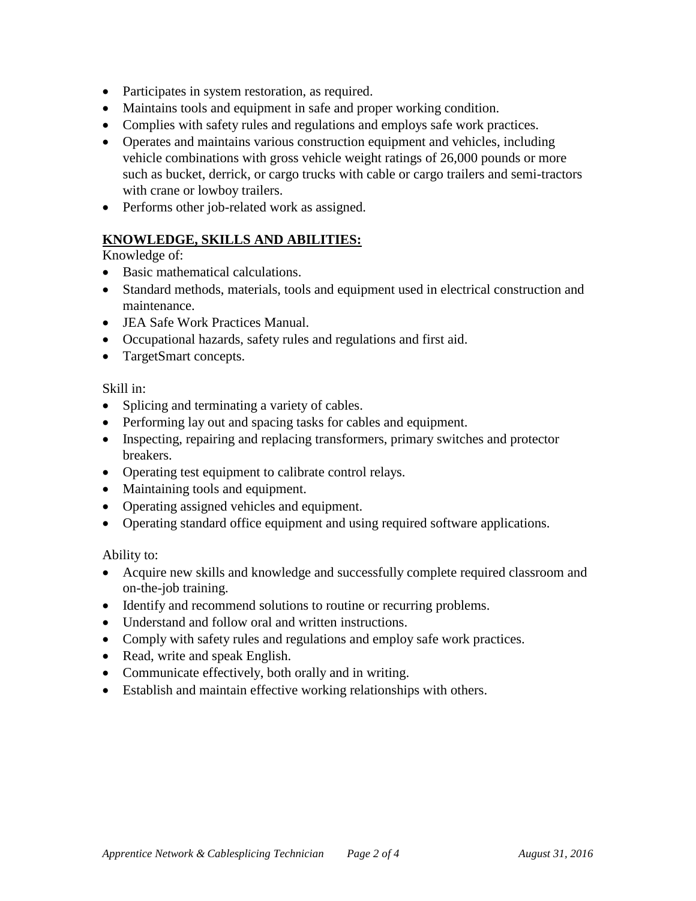- Participates in system restoration, as required.
- Maintains tools and equipment in safe and proper working condition.
- Complies with safety rules and regulations and employs safe work practices.
- Operates and maintains various construction equipment and vehicles, including vehicle combinations with gross vehicle weight ratings of 26,000 pounds or more such as bucket, derrick, or cargo trucks with cable or cargo trailers and semi-tractors with crane or lowboy trailers.
- Performs other job-related work as assigned.

## <u>KNOWLEDGE, SKILLS AND ABILITIES:</u>

Knowledge of:

- Basic mathematical calculations.
- Standard methods, materials, tools and equipment used in electrical construction and maintenance.
- JEA Safe Work Practices Manual.
- Occupational hazards, safety rules and regulations and first aid.
- TargetSmart concepts.

Skill in:

- Splicing and terminating a variety of cables.
- Performing lay out and spacing tasks for cables and equipment.
- Inspecting, repairing and replacing transformers, primary switches and protector breakers.
- Operating test equipment to calibrate control relays.
- Maintaining tools and equipment.
- Operating assigned vehicles and equipment.
- Operating standard office equipment and using required software applications.

Ability to:

- Acquire new skills and knowledge and successfully complete required classroom and on-the-job training.
- Identify and recommend solutions to routine or recurring problems.
- Understand and follow oral and written instructions.
- Comply with safety rules and regulations and employ safe work practices.
- Read, write and speak English.
- Communicate effectively, both orally and in writing.
- Establish and maintain effective working relationships with others.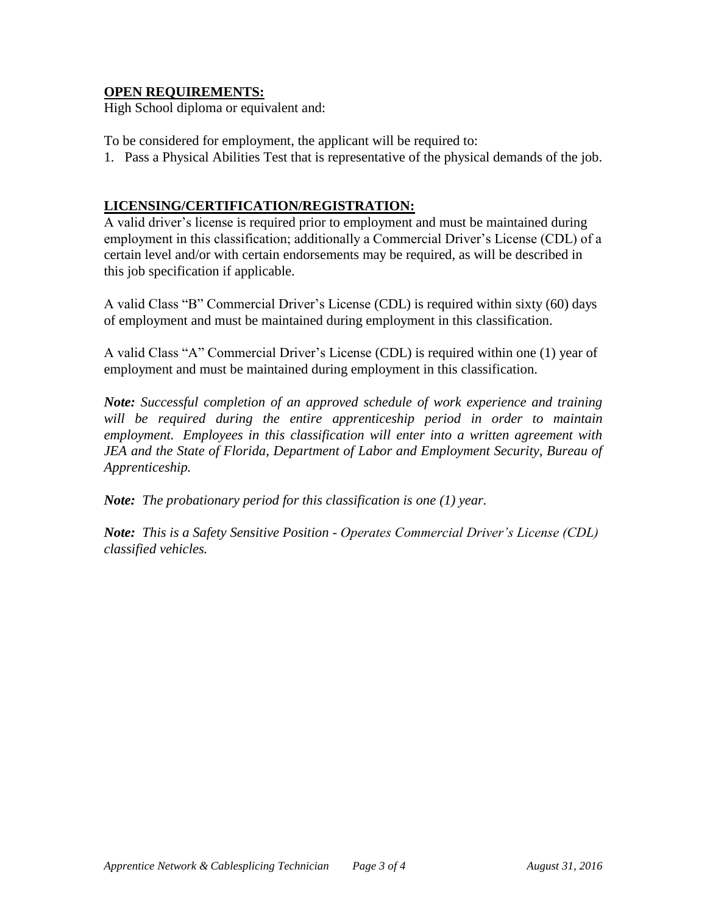## OPEN REQUIREMENTS:

High School diploma or equivalent and:

To be considered for employment, the applicant will be required to:

1. Pass a Physical Abilities Test that is representative of the physical demands of the job.

## LICENSING/CERTIFICATION/REGISTRATION:

A valid driver's license is required prior to employment and must be maintained during employment in this classification; additionally a Commercial Driver's License (CDL) of a certain level and/or with certain endorsements may be required, as will be described in this job specification if applicable.

A valid Class "B" Commercial Driver's License (CDL) is required within sixty (60) days of employment and must be maintained during employment in this classification.

A valid Class "A" Commercial Driver's License (CDL) is required within one (1) year of employment and must be maintained during employment in this classification.

***Note:*** *Successful completion of an approved schedule of work experience and training will be required during the entire apprenticeship period in order to maintain employment. Employees in this classification will enter into a written agreement with JEA and the State of Florida, Department of Labor and Employment Security, Bureau of Apprenticeship.*

***Note:*** *The probationary period for this classification is one (1) year.*

***Note:*** *This is a Safety Sensitive Position - Operates Commercial Driver's License (CDL) classified vehicles.*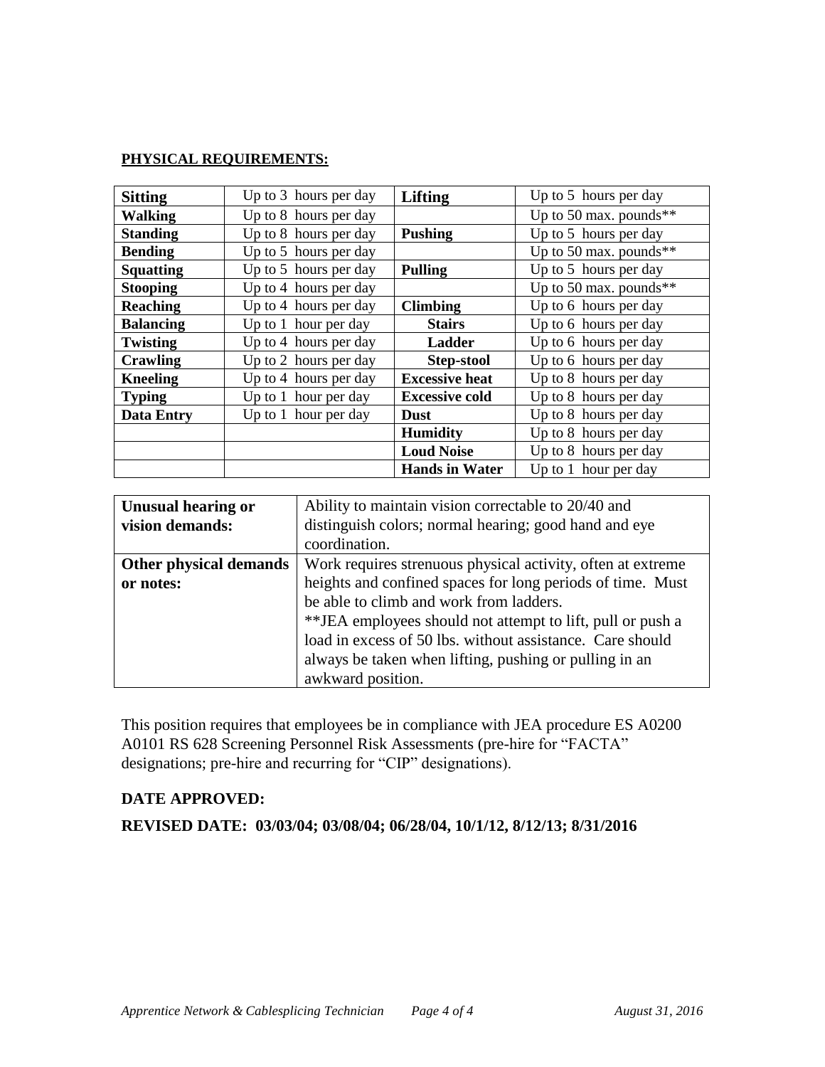**PHYSICAL REQUIREMENTS:**

| | | | |
|---|---|---|---|
| **Sitting** | Up to 3 hours per day | **Lifting** | Up to 5 hours per day |
| **Walking** | Up to 8 hours per day | | Up to 50 max. pounds** |
| **Standing** | Up to 8 hours per day | **Pushing** | Up to 5 hours per day |
| **Bending** | Up to 5 hours per day | | Up to 50 max. pounds** |
| **Squatting** | Up to 5 hours per day | **Pulling** | Up to 5 hours per day |
| **Stooping** | Up to 4 hours per day | | Up to 50 max. pounds** |
| **Reaching** | Up to 4 hours per day | **Climbing** | Up to 6 hours per day |
| **Balancing** | Up to 1 hour per day | **Stairs** | Up to 6 hours per day |
| **Twisting** | Up to 4 hours per day | **Ladder** | Up to 6 hours per day |
| **Crawling** | Up to 2 hours per day | **Step-stool** | Up to 6 hours per day |
| **Kneeling** | Up to 4 hours per day | **Excessive heat** | Up to 8 hours per day |
| **Typing** | Up to 1 hour per day | **Excessive cold** | Up to 8 hours per day |
| **Data Entry** | Up to 1 hour per day | **Dust** | Up to 8 hours per day |
| | | **Humidity** | Up to 8 hours per day |
| | | **Loud Noise** | Up to 8 hours per day |
| | | **Hands in Water** | Up to 1 hour per day |

| | |
|---|---|
| **Unusual hearing or vision demands:** | Ability to maintain vision correctable to 20/40 and distinguish colors; normal hearing; good hand and eye coordination. |
| **Other physical demands or notes:** | Work requires strenuous physical activity, often at extreme heights and confined spaces for long periods of time. Must be able to climb and work from ladders.<br>**JEA employees should not attempt to lift, pull or push a load in excess of 50 lbs. without assistance. Care should always be taken when lifting, pushing or pulling in an awkward position. |

This position requires that employees be in compliance with JEA procedure ES A0200 A0101 RS 628 Screening Personnel Risk Assessments (pre-hire for "FACTA" designations; pre-hire and recurring for "CIP" designations).

**DATE APPROVED:**

**REVISED DATE: 03/03/04; 03/08/04; 06/28/04, 10/1/12, 8/12/13; 8/31/2016**